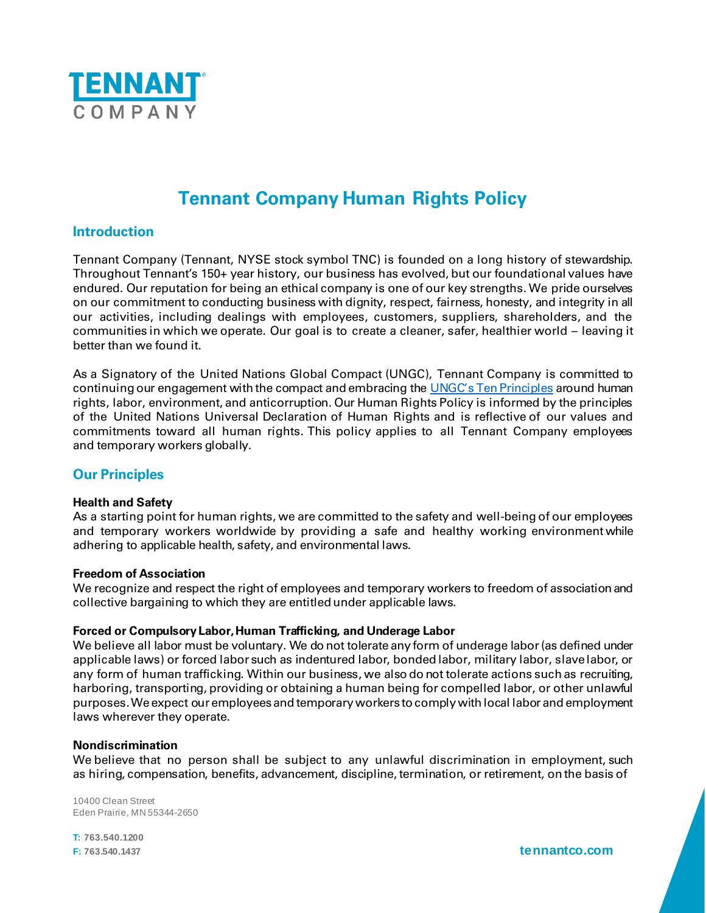# Tennant Company Human Rights Policy

## Introduction

Tennant Company (Tennant, NYSE stock symbol TNC) is founded on a long history of stewardship. Throughout Tennant's 150+ year history, our business has evolved, but our foundational values have endured. Our reputation for being an ethical company is one of our key strengths. We pride ourselves on our commitment to conducting business with dignity, respect, fairness, honesty, and integrity in all our activities, including dealings with employees, customers, suppliers, shareholders, and the communities in which we operate. Our goal is to create a cleaner, safer, healthier world – leaving it better than we found it.

As a Signatory of the United Nations Global Compact (UNGC), Tennant Company is committed to continuing our engagement with the compact and embracing the UNGC's Ten Principles around human rights, labor, environment, and anticorruption. Our Human Rights Policy is informed by the principles of the United Nations Universal Declaration of Human Rights and is reflective of our values and commitments toward all human rights. This policy applies to all Tennant Company employees and temporary workers globally.

## Our Principles

**Health and Safety**

As a starting point for human rights, we are committed to the safety and well-being of our employees and temporary workers worldwide by providing a safe and healthy working environment while adhering to applicable health, safety, and environmental laws.

**Freedom of Association**

We recognize and respect the right of employees and temporary workers to freedom of association and collective bargaining to which they are entitled under applicable laws.

**Forced or Compulsory Labor, Human Trafficking, and Underage Labor**

We believe all labor must be voluntary. We do not tolerate any form of underage labor (as defined under applicable laws) or forced labor such as indentured labor, bonded labor, military labor, slave labor, or any form of human trafficking. Within our business, we also do not tolerate actions such as recruiting, harboring, transporting, providing or obtaining a human being for compelled labor, or other unlawful purposes. We expect our employees and temporary workers to comply with local labor and employment laws wherever they operate.

**Nondiscrimination**

We believe that no person shall be subject to any unlawful discrimination in employment, such as hiring, compensation, benefits, advancement, discipline, termination, or retirement, on the basis of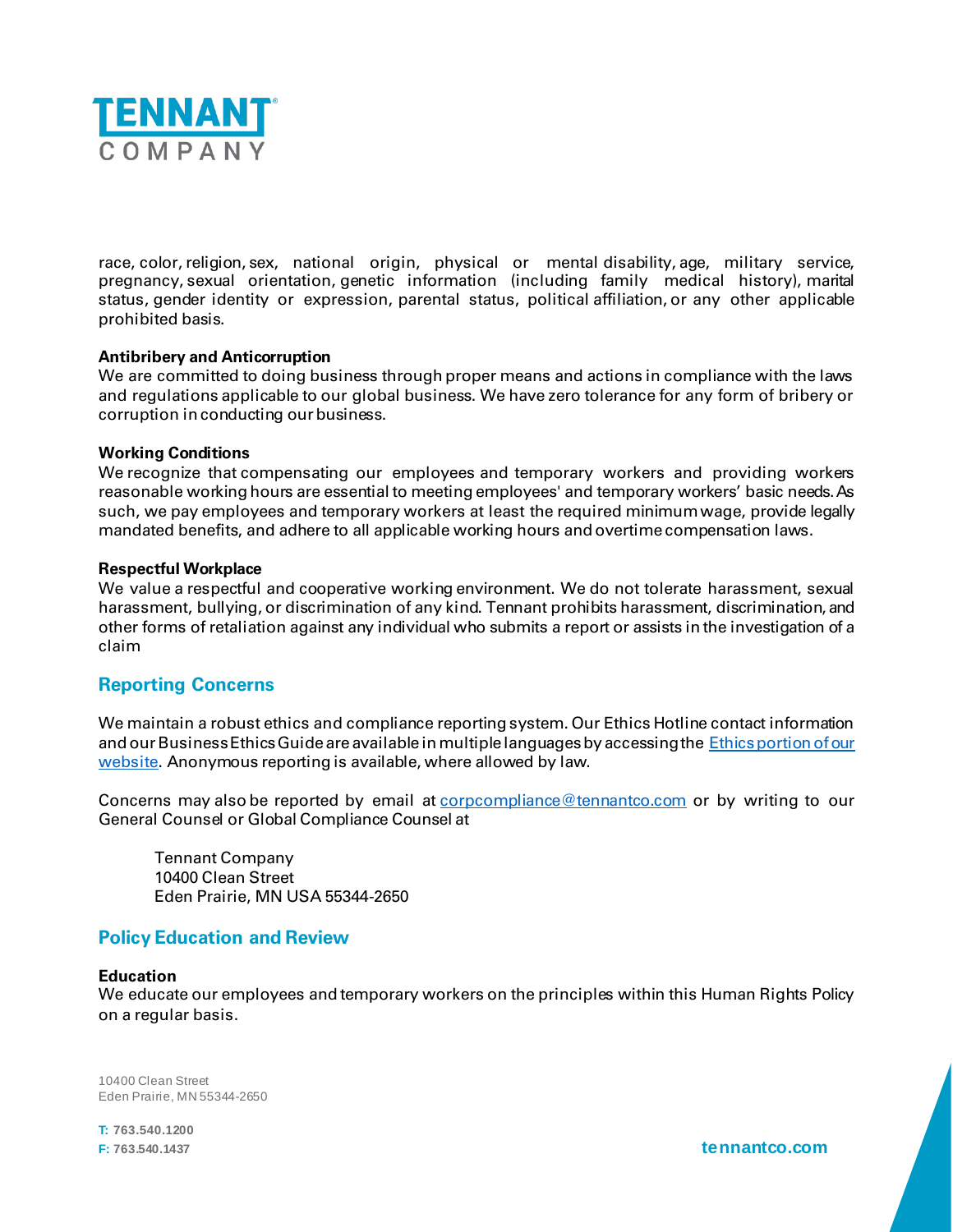race, color, religion, sex, national origin, physical or mental disability, age, military service, pregnancy, sexual orientation, genetic information (including family medical history), marital status, gender identity or expression, parental status, political affiliation, or any other applicable prohibited basis.

**Antibribery and Anticorruption**
We are committed to doing business through proper means and actions in compliance with the laws and regulations applicable to our global business. We have zero tolerance for any form of bribery or corruption in conducting our business.

**Working Conditions**
We recognize that compensating our employees and temporary workers and providing workers reasonable working hours are essential to meeting employees' and temporary workers' basic needs. As such, we pay employees and temporary workers at least the required minimum wage, provide legally mandated benefits, and adhere to all applicable working hours and overtime compensation laws.

**Respectful Workplace**
We value a respectful and cooperative working environment. We do not tolerate harassment, sexual harassment, bullying, or discrimination of any kind. Tennant prohibits harassment, discrimination, and other forms of retaliation against any individual who submits a report or assists in the investigation of a claim

## Reporting Concerns

We maintain a robust ethics and compliance reporting system. Our Ethics Hotline contact information and our Business Ethics Guide are available in multiple languages by accessing the Ethics portion of our website. Anonymous reporting is available, where allowed by law.

Concerns may also be reported by email at corpcompliance@tennantco.com or by writing to our General Counsel or Global Compliance Counsel at

> Tennant Company
> 10400 Clean Street
> Eden Prairie, MN USA 55344-2650

## Policy Education and Review

**Education**
We educate our employees and temporary workers on the principles within this Human Rights Policy on a regular basis.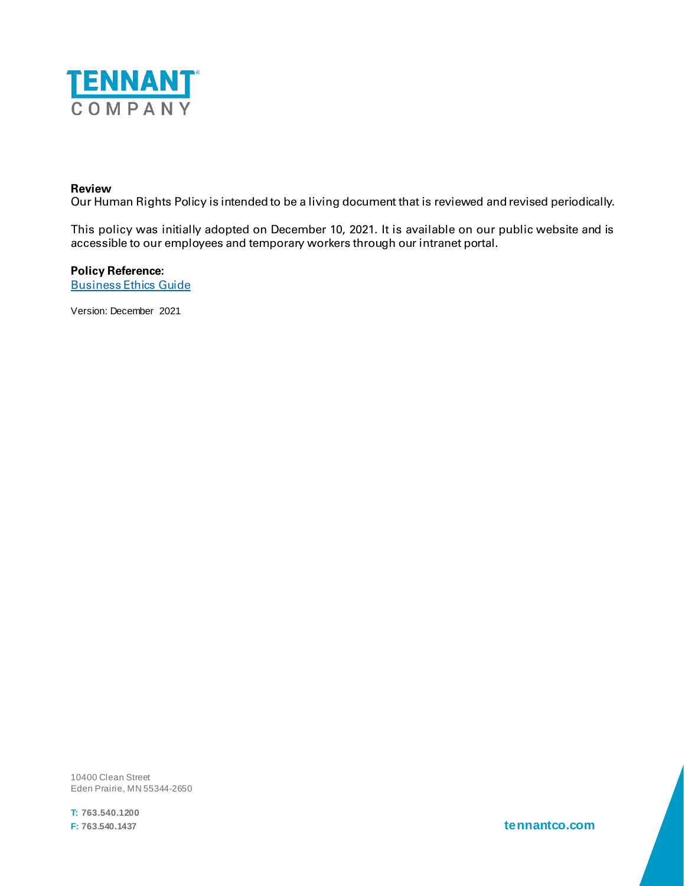**Review**
Our Human Rights Policy is intended to be a living document that is reviewed and revised periodically.

This policy was initially adopted on December 10, 2021. It is available on our public website and is accessible to our employees and temporary workers through our intranet portal.

**Policy Reference:**
Business Ethics Guide

Version: December 2021

10400 Clean Street
Eden Prairie, MN 55344-2650

**T: 763.540.1200**
**F: 763.540.1437**

**tennantco.com**